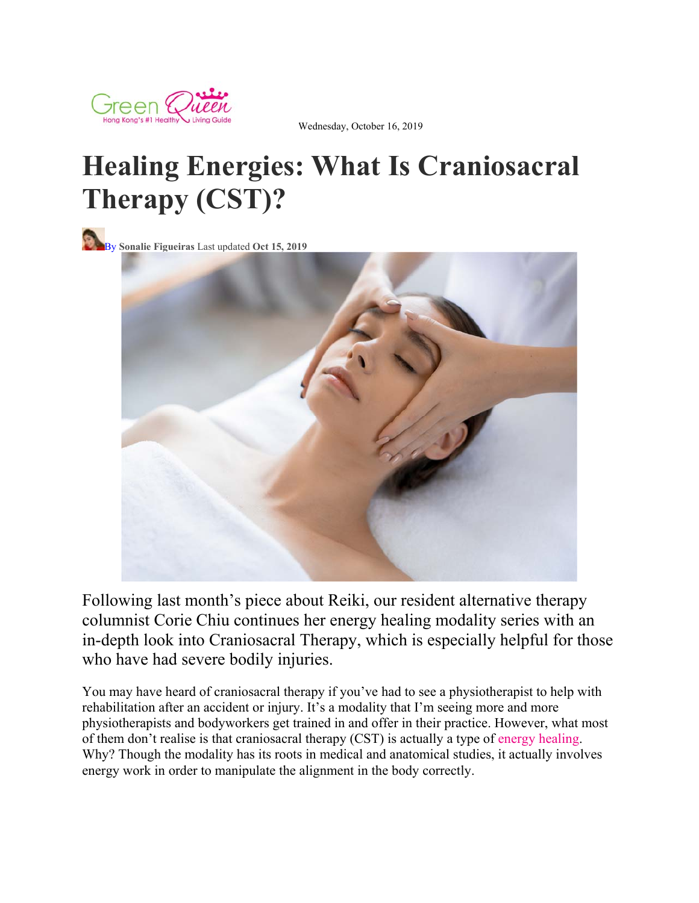Green Queen
Hong Kong's #1 Healthy Living Guide

Wednesday, October 16, 2019

# Healing Energies: What Is Craniosacral Therapy (CST)?

By **Sonalie Figueiras** Last updated **Oct 15, 2019**

Following last month's piece about Reiki, our resident alternative therapy columnist Corie Chiu continues her energy healing modality series with an in-depth look into Craniosacral Therapy, which is especially helpful for those who have had severe bodily injuries.

You may have heard of craniosacral therapy if you've had to see a physiotherapist to help with rehabilitation after an accident or injury. It's a modality that I'm seeing more and more physiotherapists and bodyworkers get trained in and offer in their practice. However, what most of them don't realise is that craniosacral therapy (CST) is actually a type of energy healing. Why? Though the modality has its roots in medical and anatomical studies, it actually involves energy work in order to manipulate the alignment in the body correctly.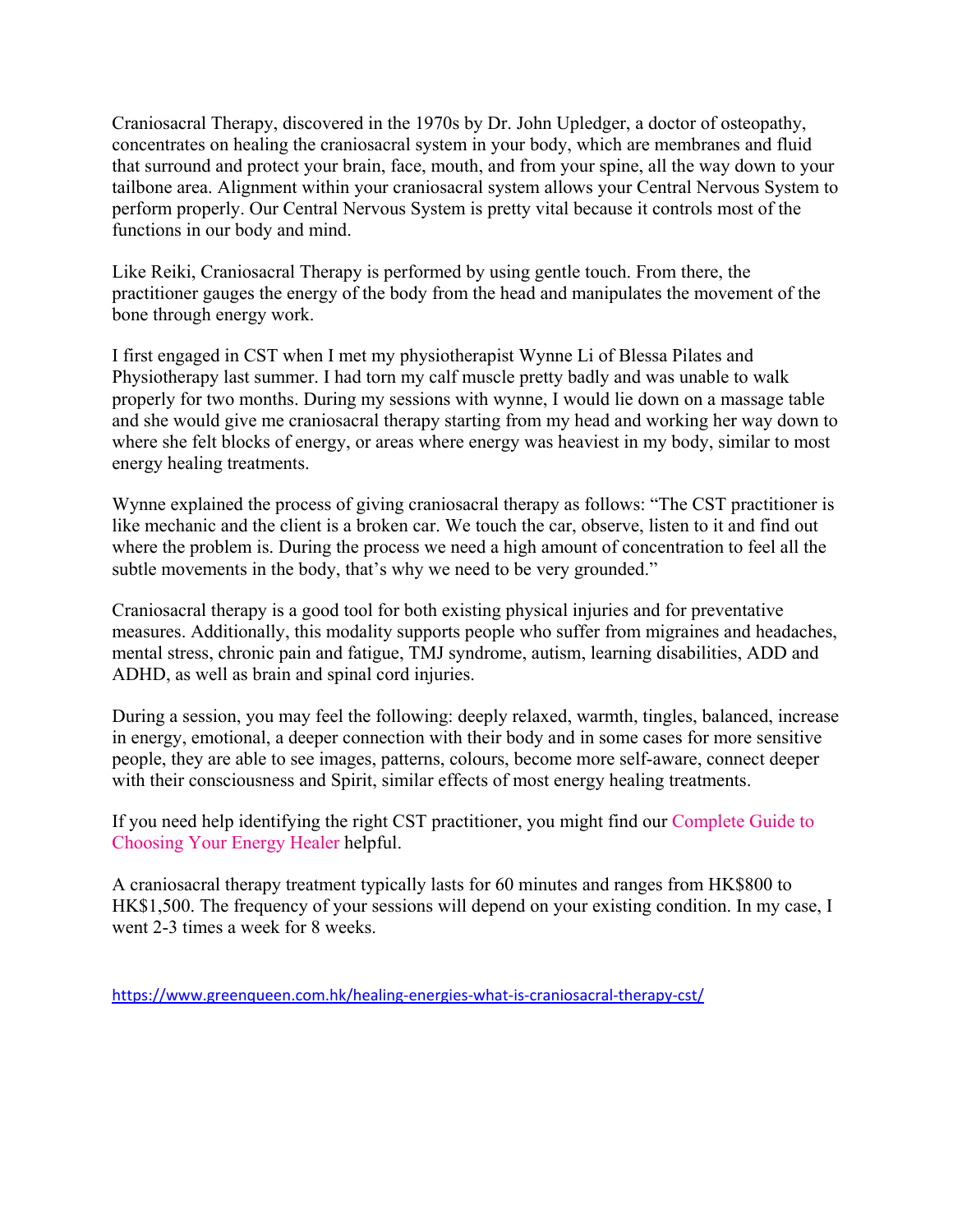Craniosacral Therapy, discovered in the 1970s by Dr. John Upledger, a doctor of osteopathy, concentrates on healing the craniosacral system in your body, which are membranes and fluid that surround and protect your brain, face, mouth, and from your spine, all the way down to your tailbone area. Alignment within your craniosacral system allows your Central Nervous System to perform properly. Our Central Nervous System is pretty vital because it controls most of the functions in our body and mind.

Like Reiki, Craniosacral Therapy is performed by using gentle touch. From there, the practitioner gauges the energy of the body from the head and manipulates the movement of the bone through energy work.

I first engaged in CST when I met my physiotherapist Wynne Li of Blessa Pilates and Physiotherapy last summer. I had torn my calf muscle pretty badly and was unable to walk properly for two months. During my sessions with wynne, I would lie down on a massage table and she would give me craniosacral therapy starting from my head and working her way down to where she felt blocks of energy, or areas where energy was heaviest in my body, similar to most energy healing treatments.

Wynne explained the process of giving craniosacral therapy as follows: "The CST practitioner is like mechanic and the client is a broken car. We touch the car, observe, listen to it and find out where the problem is. During the process we need a high amount of concentration to feel all the subtle movements in the body, that's why we need to be very grounded."

Craniosacral therapy is a good tool for both existing physical injuries and for preventative measures. Additionally, this modality supports people who suffer from migraines and headaches, mental stress, chronic pain and fatigue, TMJ syndrome, autism, learning disabilities, ADD and ADHD, as well as brain and spinal cord injuries.

During a session, you may feel the following: deeply relaxed, warmth, tingles, balanced, increase in energy, emotional, a deeper connection with their body and in some cases for more sensitive people, they are able to see images, patterns, colours, become more self-aware, connect deeper with their consciousness and Spirit, similar effects of most energy healing treatments.

If you need help identifying the right CST practitioner, you might find our Complete Guide to Choosing Your Energy Healer helpful.

A craniosacral therapy treatment typically lasts for 60 minutes and ranges from HK$800 to HK$1,500. The frequency of your sessions will depend on your existing condition. In my case, I went 2-3 times a week for 8 weeks.

https://www.greenqueen.com.hk/healing-energies-what-is-craniosacral-therapy-cst/